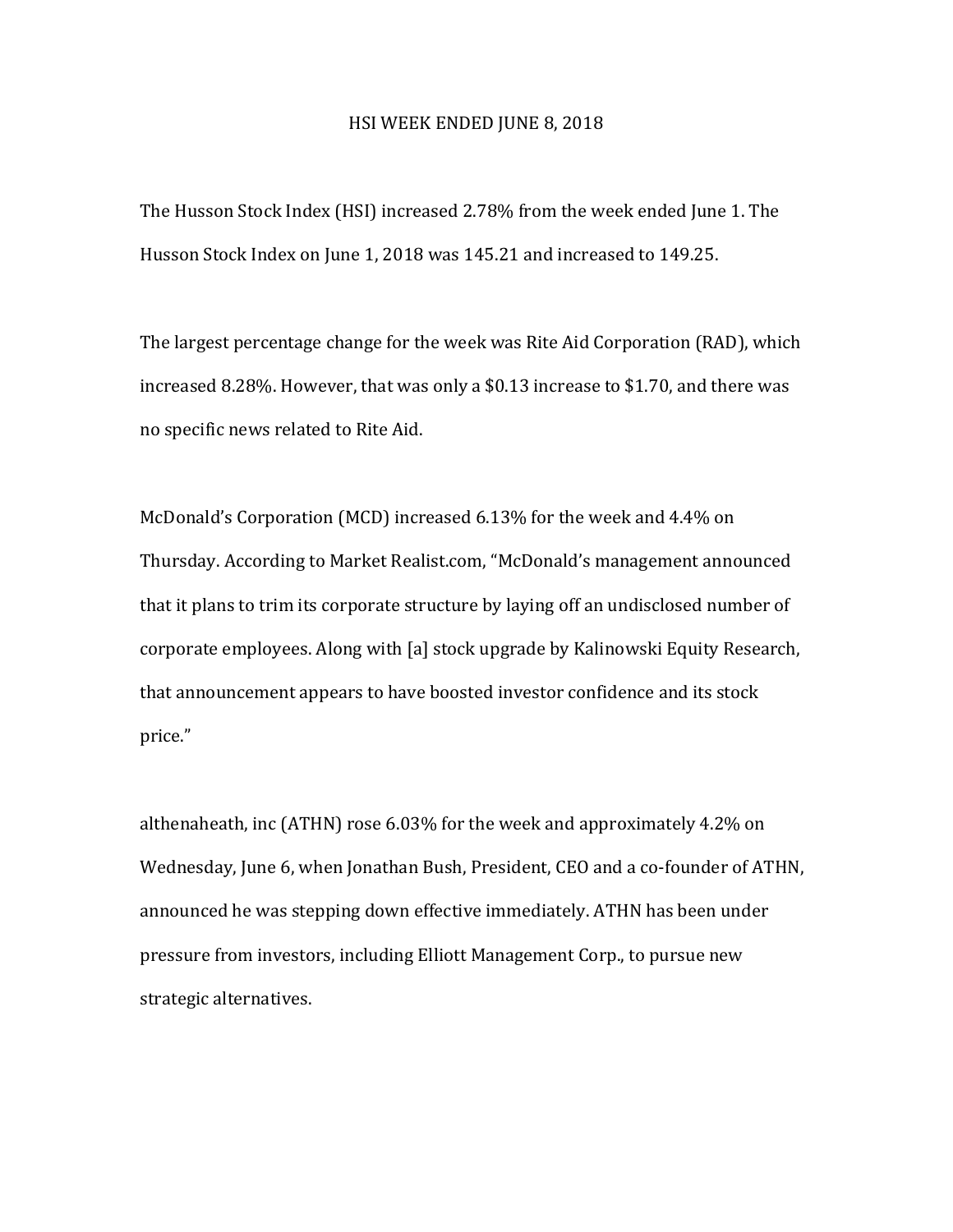# HSI WEEK ENDED JUNE 8, 2018

The Husson Stock Index (HSI) increased 2.78% from the week ended June 1. The Husson Stock Index on June 1, 2018 was 145.21 and increased to 149.25.

The largest percentage change for the week was Rite Aid Corporation (RAD), which increased 8.28%. However, that was only a $0.13 increase to $1.70, and there was no specific news related to Rite Aid.

McDonald's Corporation (MCD) increased 6.13% for the week and 4.4% on Thursday. According to Market Realist.com, "McDonald's management announced that it plans to trim its corporate structure by laying off an undisclosed number of corporate employees. Along with [a] stock upgrade by Kalinowski Equity Research, that announcement appears to have boosted investor confidence and its stock price."

althenaheath, inc (ATHN) rose 6.03% for the week and approximately 4.2% on Wednesday, June 6, when Jonathan Bush, President, CEO and a co-founder of ATHN, announced he was stepping down effective immediately. ATHN has been under pressure from investors, including Elliott Management Corp., to pursue new strategic alternatives.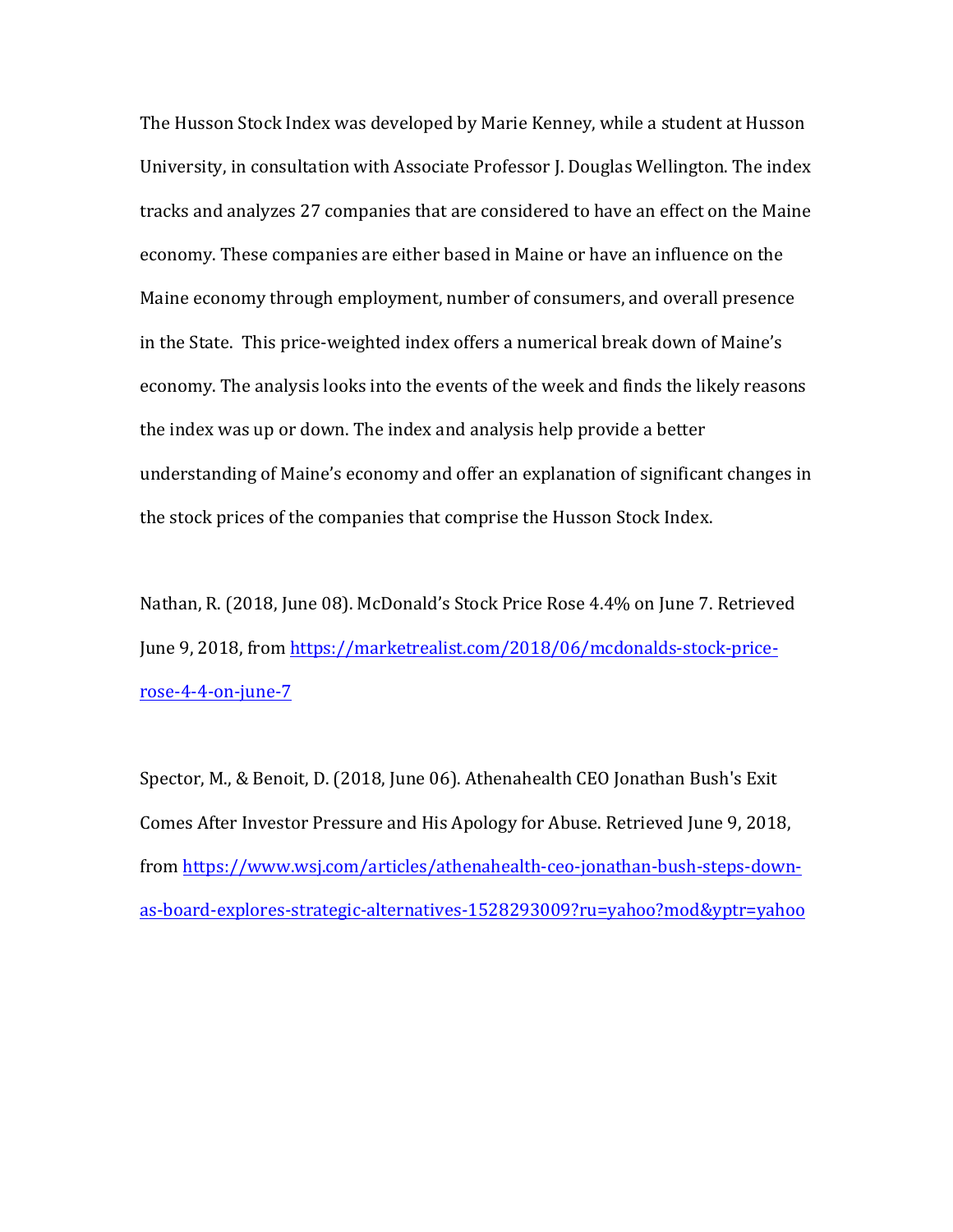The Husson Stock Index was developed by Marie Kenney, while a student at Husson University, in consultation with Associate Professor J. Douglas Wellington. The index tracks and analyzes 27 companies that are considered to have an effect on the Maine economy. These companies are either based in Maine or have an influence on the Maine economy through employment, number of consumers, and overall presence in the State. This price-weighted index offers a numerical break down of Maine's economy. The analysis looks into the events of the week and finds the likely reasons the index was up or down. The index and analysis help provide a better understanding of Maine's economy and offer an explanation of significant changes in the stock prices of the companies that comprise the Husson Stock Index.

Nathan, R. (2018, June 08). McDonald's Stock Price Rose 4.4% on June 7. Retrieved June 9, 2018, from https://marketrealist.com/2018/06/mcdonalds-stock-price-rose-4-4-on-june-7

Spector, M., & Benoit, D. (2018, June 06). Athenahealth CEO Jonathan Bush's Exit Comes After Investor Pressure and His Apology for Abuse. Retrieved June 9, 2018, from https://www.wsj.com/articles/athenahealth-ceo-jonathan-bush-steps-down-as-board-explores-strategic-alternatives-1528293009?ru=yahoo?mod&yptr=yahoo